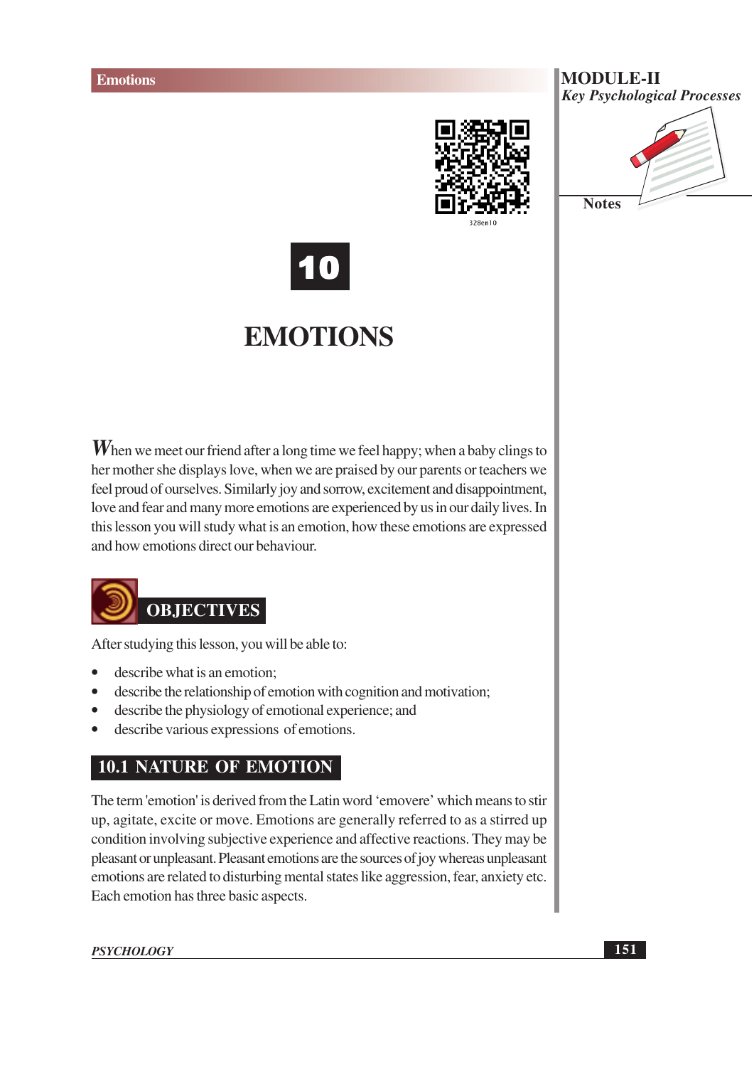# 10

# EMOTIONS

When we meet our friend after a long time we feel happy; when a baby clings to her mother she displays love, when we are praised by our parents or teachers we feel proud of ourselves. Similarly joy and sorrow, excitement and disappointment, love and fear and many more emotions are experienced by us in our daily lives. In this lesson you will study what is an emotion, how these emotions are expressed and how emotions direct our behaviour.

## OBJECTIVES

After studying this lesson, you will be able to:

- describe what is an emotion;
- describe the relationship of emotion with cognition and motivation;
- describe the physiology of emotional experience; and
- describe various expressions of emotions.

## 10.1 NATURE OF EMOTION

The term 'emotion' is derived from the Latin word 'emovere' which means to stir up, agitate, excite or move. Emotions are generally referred to as a stirred up condition involving subjective experience and affective reactions. They may be pleasant or unpleasant. Pleasant emotions are the sources of joy whereas unpleasant emotions are related to disturbing mental states like aggression, fear, anxiety etc. Each emotion has three basic aspects.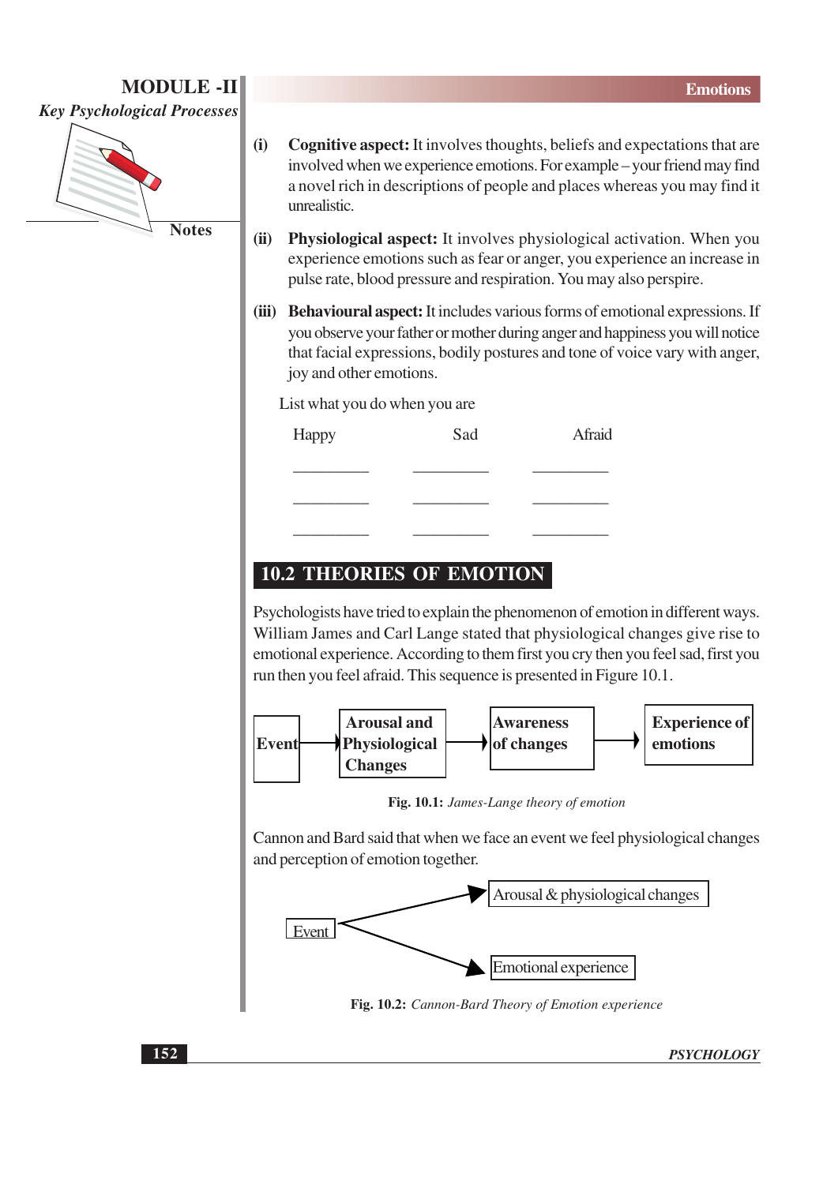(i) **Cognitive aspect:** It involves thoughts, beliefs and expectations that are involved when we experience emotions. For example – your friend may find a novel rich in descriptions of people and places whereas you may find it unrealistic.

(ii) **Physiological aspect:** It involves physiological activation. When you experience emotions such as fear or anger, you experience an increase in pulse rate, blood pressure and respiration. You may also perspire.

(iii) **Behavioural aspect:** It includes various forms of emotional expressions. If you observe your father or mother during anger and happiness you will notice that facial expressions, bodily postures and tone of voice vary with anger, joy and other emotions.

List what you do when you are

| Happy | Sad | Afraid |
| --- | --- | --- |
| _________ | _________ | _________ |
| _________ | _________ | _________ |
| _________ | _________ | _________ |

## 10.2 THEORIES OF EMOTION

Psychologists have tried to explain the phenomenon of emotion in different ways. William James and Carl Lange stated that physiological changes give rise to emotional experience. According to them first you cry then you feel sad, first you run then you feel afraid. This sequence is presented in Figure 10.1.

**Event** → **Arousal and Physiological Changes** → **Awareness of changes** → **Experience of emotions**

**Fig. 10.1:** *James-Lange theory of emotion*

Cannon and Bard said that when we face an event we feel physiological changes and perception of emotion together.

Event → Arousal & physiological changes

Event → Emotional experience

**Fig. 10.2:** *Cannon-Bard Theory of Emotion experience*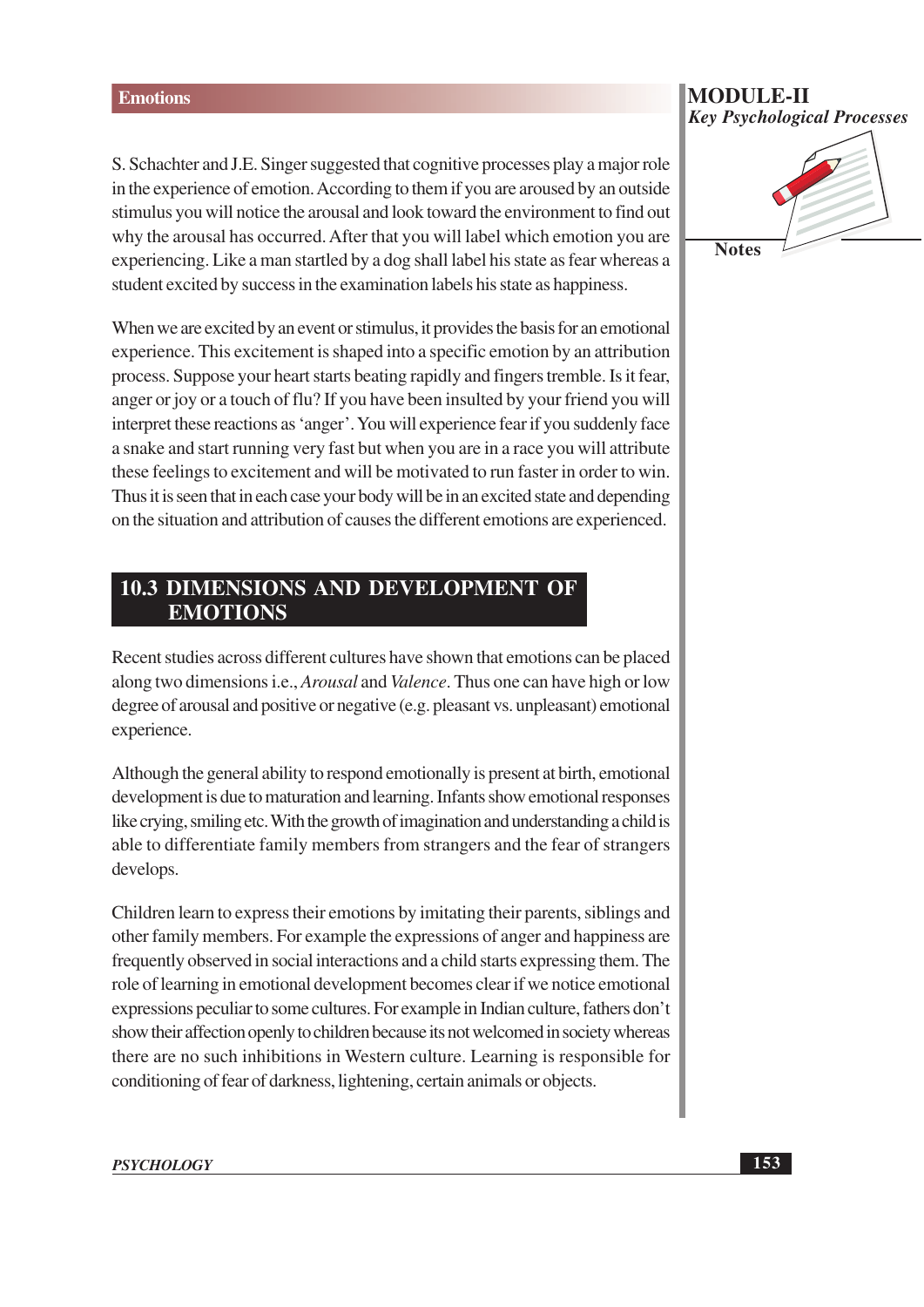S. Schachter and J.E. Singer suggested that cognitive processes play a major role in the experience of emotion. According to them if you are aroused by an outside stimulus you will notice the arousal and look toward the environment to find out why the arousal has occurred. After that you will label which emotion you are experiencing. Like a man startled by a dog shall label his state as fear whereas a student excited by success in the examination labels his state as happiness.

When we are excited by an event or stimulus, it provides the basis for an emotional experience. This excitement is shaped into a specific emotion by an attribution process. Suppose your heart starts beating rapidly and fingers tremble. Is it fear, anger or joy or a touch of flu? If you have been insulted by your friend you will interpret these reactions as 'anger'. You will experience fear if you suddenly face a snake and start running very fast but when you are in a race you will attribute these feelings to excitement and will be motivated to run faster in order to win. Thus it is seen that in each case your body will be in an excited state and depending on the situation and attribution of causes the different emotions are experienced.

## 10.3 DIMENSIONS AND DEVELOPMENT OF EMOTIONS

Recent studies across different cultures have shown that emotions can be placed along two dimensions i.e., *Arousal* and *Valence*. Thus one can have high or low degree of arousal and positive or negative (e.g. pleasant vs. unpleasant) emotional experience.

Although the general ability to respond emotionally is present at birth, emotional development is due to maturation and learning. Infants show emotional responses like crying, smiling etc. With the growth of imagination and understanding a child is able to differentiate family members from strangers and the fear of strangers develops.

Children learn to express their emotions by imitating their parents, siblings and other family members. For example the expressions of anger and happiness are frequently observed in social interactions and a child starts expressing them. The role of learning in emotional development becomes clear if we notice emotional expressions peculiar to some cultures. For example in Indian culture, fathers don't show their affection openly to children because its not welcomed in society whereas there are no such inhibitions in Western culture. Learning is responsible for conditioning of fear of darkness, lightening, certain animals or objects.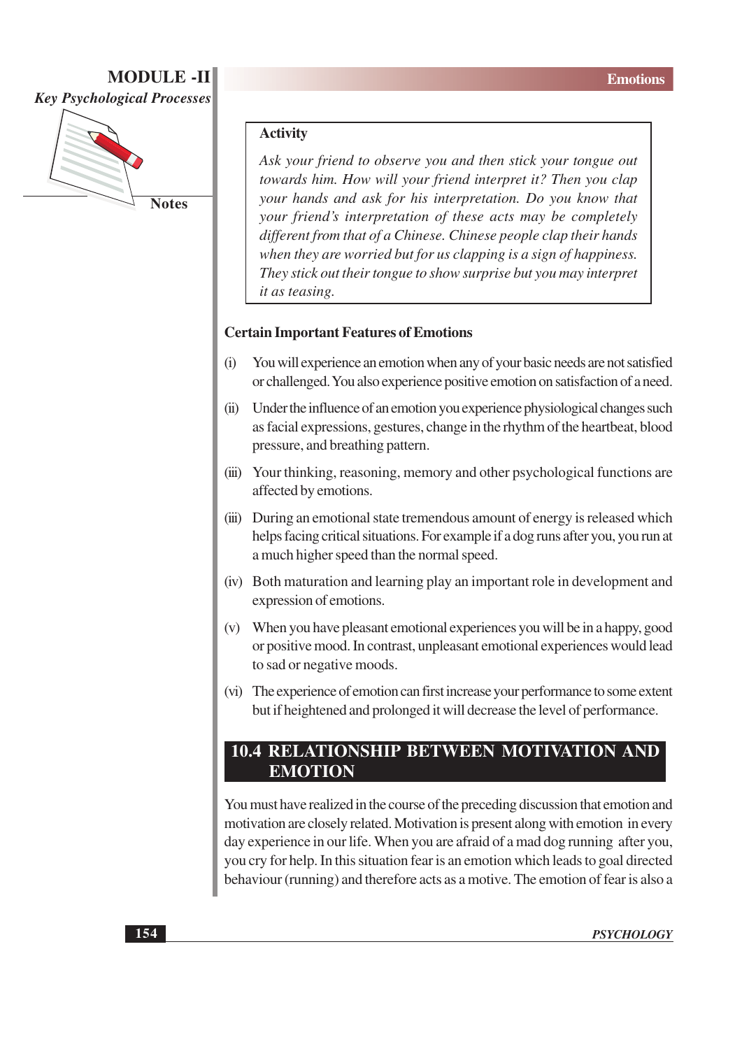**Activity**

*Ask your friend to observe you and then stick your tongue out towards him. How will your friend interpret it? Then you clap your hands and ask for his interpretation. Do you know that your friend's interpretation of these acts may be completely different from that of a Chinese. Chinese people clap their hands when they are worried but for us clapping is a sign of happiness. They stick out their tongue to show surprise but you may interpret it as teasing.*

**Certain Important Features of Emotions**

(i) You will experience an emotion when any of your basic needs are not satisfied or challenged. You also experience positive emotion on satisfaction of a need.

(ii) Under the influence of an emotion you experience physiological changes such as facial expressions, gestures, change in the rhythm of the heartbeat, blood pressure, and breathing pattern.

(iii) Your thinking, reasoning, memory and other psychological functions are affected by emotions.

(iii) During an emotional state tremendous amount of energy is released which helps facing critical situations. For example if a dog runs after you, you run at a much higher speed than the normal speed.

(iv) Both maturation and learning play an important role in development and expression of emotions.

(v) When you have pleasant emotional experiences you will be in a happy, good or positive mood. In contrast, unpleasant emotional experiences would lead to sad or negative moods.

(vi) The experience of emotion can first increase your performance to some extent but if heightened and prolonged it will decrease the level of performance.

## 10.4 RELATIONSHIP BETWEEN MOTIVATION AND EMOTION

You must have realized in the course of the preceding discussion that emotion and motivation are closely related. Motivation is present along with emotion in every day experience in our life. When you are afraid of a mad dog running after you, you cry for help. In this situation fear is an emotion which leads to goal directed behaviour (running) and therefore acts as a motive. The emotion of fear is also a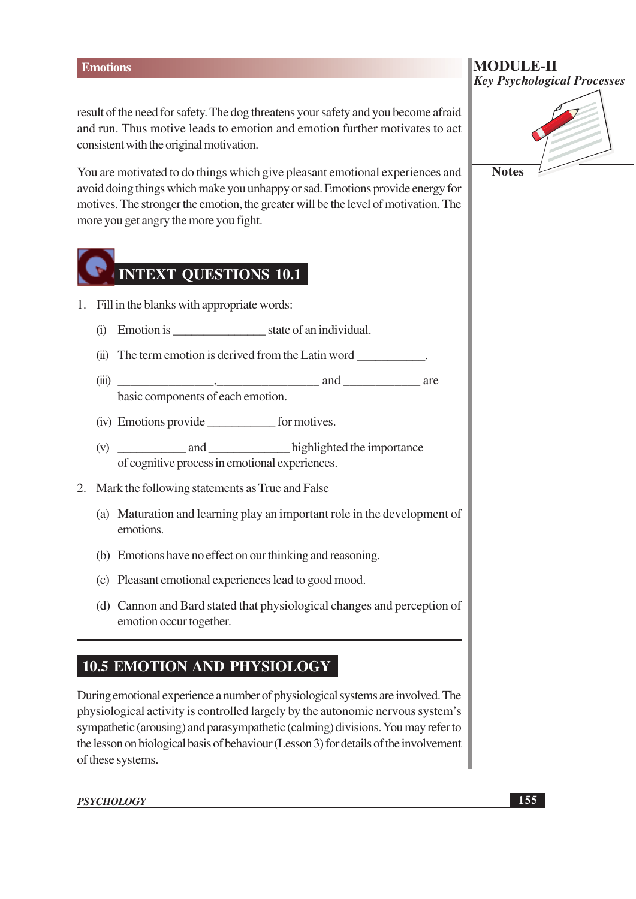result of the need for safety. The dog threatens your safety and you become afraid and run. Thus motive leads to emotion and emotion further motivates to act consistent with the original motivation.

You are motivated to do things which give pleasant emotional experiences and avoid doing things which make you unhappy or sad. Emotions provide energy for motives. The stronger the emotion, the greater will be the level of motivation. The more you get angry the more you fight.

## INTEXT QUESTIONS 10.1

1. Fill in the blanks with appropriate words:

   (i) Emotion is _______________ state of an individual.

   (ii) The term emotion is derived from the Latin word ___________.

   (iii) _______________, ________________ and ____________ are basic components of each emotion.

   (iv) Emotions provide ___________ for motives.

   (v) ___________ and _____________ highlighted the importance of cognitive process in emotional experiences.

2. Mark the following statements as True and False

   (a) Maturation and learning play an important role in the development of emotions.

   (b) Emotions have no effect on our thinking and reasoning.

   (c) Pleasant emotional experiences lead to good mood.

   (d) Cannon and Bard stated that physiological changes and perception of emotion occur together.

## 10.5 EMOTION AND PHYSIOLOGY

During emotional experience a number of physiological systems are involved. The physiological activity is controlled largely by the autonomic nervous system's sympathetic (arousing) and parasympathetic (calming) divisions. You may refer to the lesson on biological basis of behaviour (Lesson 3) for details of the involvement of these systems.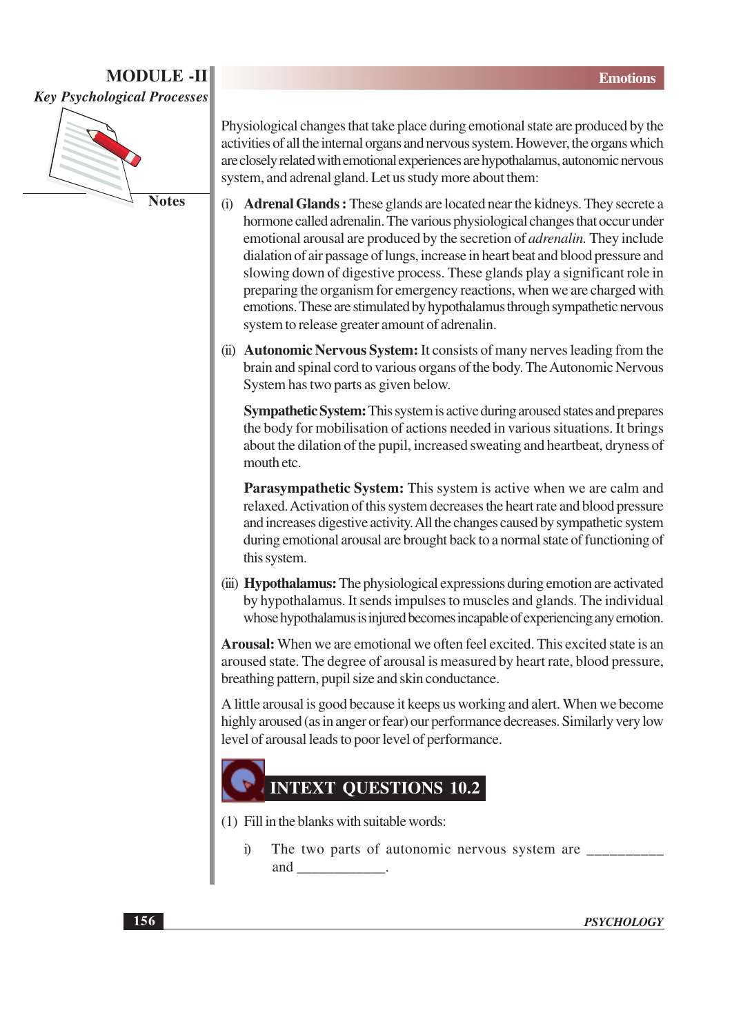Physiological changes that take place during emotional state are produced by the activities of all the internal organs and nervous system. However, the organs which are closely related with emotional experiences are hypothalamus, autonomic nervous system, and adrenal gland. Let us study more about them:

(i) **Adrenal Glands :** These glands are located near the kidneys. They secrete a hormone called adrenalin. The various physiological changes that occur under emotional arousal are produced by the secretion of *adrenalin.* They include dialation of air passage of lungs, increase in heart beat and blood pressure and slowing down of digestive process. These glands play a significant role in preparing the organism for emergency reactions, when we are charged with emotions. These are stimulated by hypothalamus through sympathetic nervous system to release greater amount of adrenalin.

(ii) **Autonomic Nervous System:** It consists of many nerves leading from the brain and spinal cord to various organs of the body. The Autonomic Nervous System has two parts as given below.

**Sympathetic System:** This system is active during aroused states and prepares the body for mobilisation of actions needed in various situations. It brings about the dilation of the pupil, increased sweating and heartbeat, dryness of mouth etc.

**Parasympathetic System:** This system is active when we are calm and relaxed. Activation of this system decreases the heart rate and blood pressure and increases digestive activity. All the changes caused by sympathetic system during emotional arousal are brought back to a normal state of functioning of this system.

(iii) **Hypothalamus:** The physiological expressions during emotion are activated by hypothalamus. It sends impulses to muscles and glands. The individual whose hypothalamus is injured becomes incapable of experiencing any emotion.

**Arousal:** When we are emotional we often feel excited. This excited state is an aroused state. The degree of arousal is measured by heart rate, blood pressure, breathing pattern, pupil size and skin conductance.

A little arousal is good because it keeps us working and alert. When we become highly aroused (as in anger or fear) our performance decreases. Similarly very low level of arousal leads to poor level of performance.

## INTEXT QUESTIONS 10.2

(1) Fill in the blanks with suitable words:

i) The two parts of autonomic nervous system are __________ and ____________.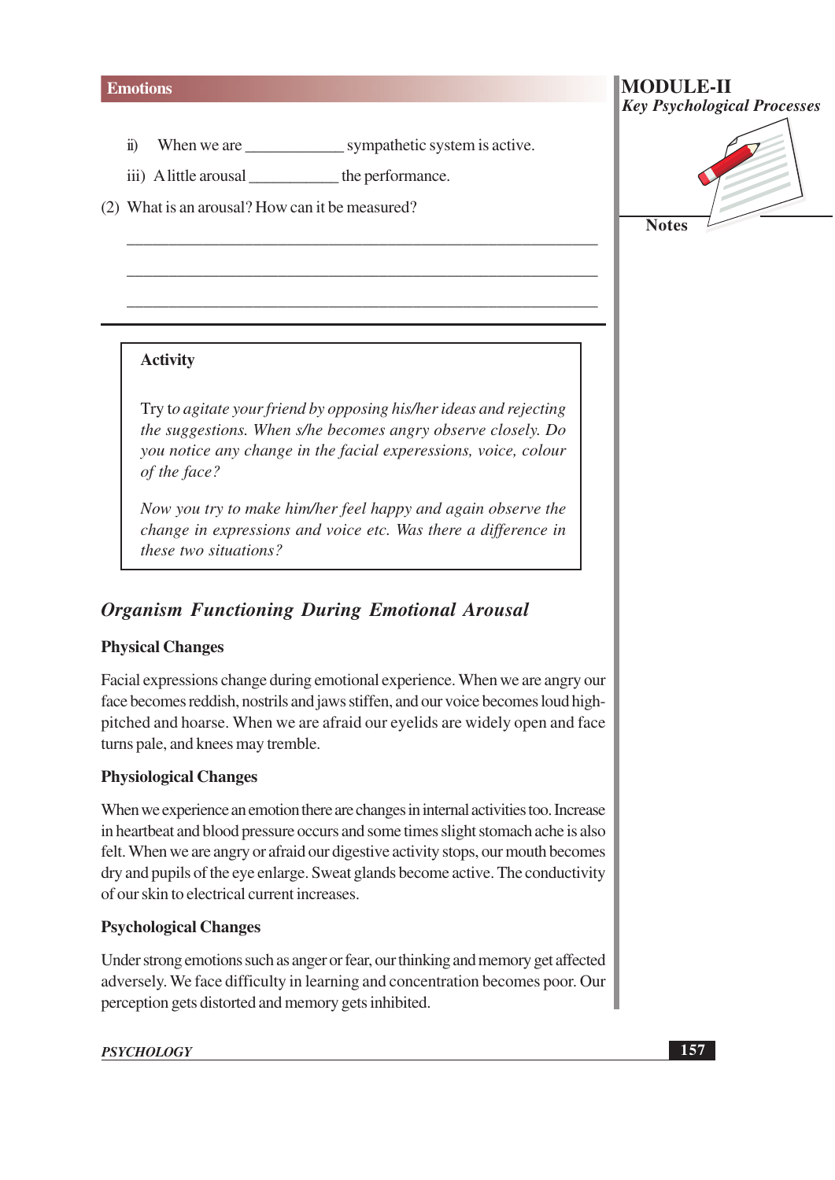ii) When we are ____________ sympathetic system is active.

iii) A little arousal ___________ the performance.

(2) What is an arousal? How can it be measured?

_______________________________________________

_______________________________________________

_______________________________________________

---

**Activity**

Try t*o agitate your friend by opposing his/her ideas and rejecting the suggestions. When s/he becomes angry observe closely. Do you notice any change in the facial experessions, voice, colour of the face?*

*Now you try to make him/her feel happy and again observe the change in expressions and voice etc. Was there a difference in these two situations?*

## *Organism Functioning During Emotional Arousal*

### Physical Changes

Facial expressions change during emotional experience. When we are angry our face becomes reddish, nostrils and jaws stiffen, and our voice becomes loud high-pitched and hoarse. When we are afraid our eyelids are widely open and face turns pale, and knees may tremble.

### Physiological Changes

When we experience an emotion there are changes in internal activities too. Increase in heartbeat and blood pressure occurs and some times slight stomach ache is also felt. When we are angry or afraid our digestive activity stops, our mouth becomes dry and pupils of the eye enlarge. Sweat glands become active. The conductivity of our skin to electrical current increases.

### Psychological Changes

Under strong emotions such as anger or fear, our thinking and memory get affected adversely. We face difficulty in learning and concentration becomes poor. Our perception gets distorted and memory gets inhibited.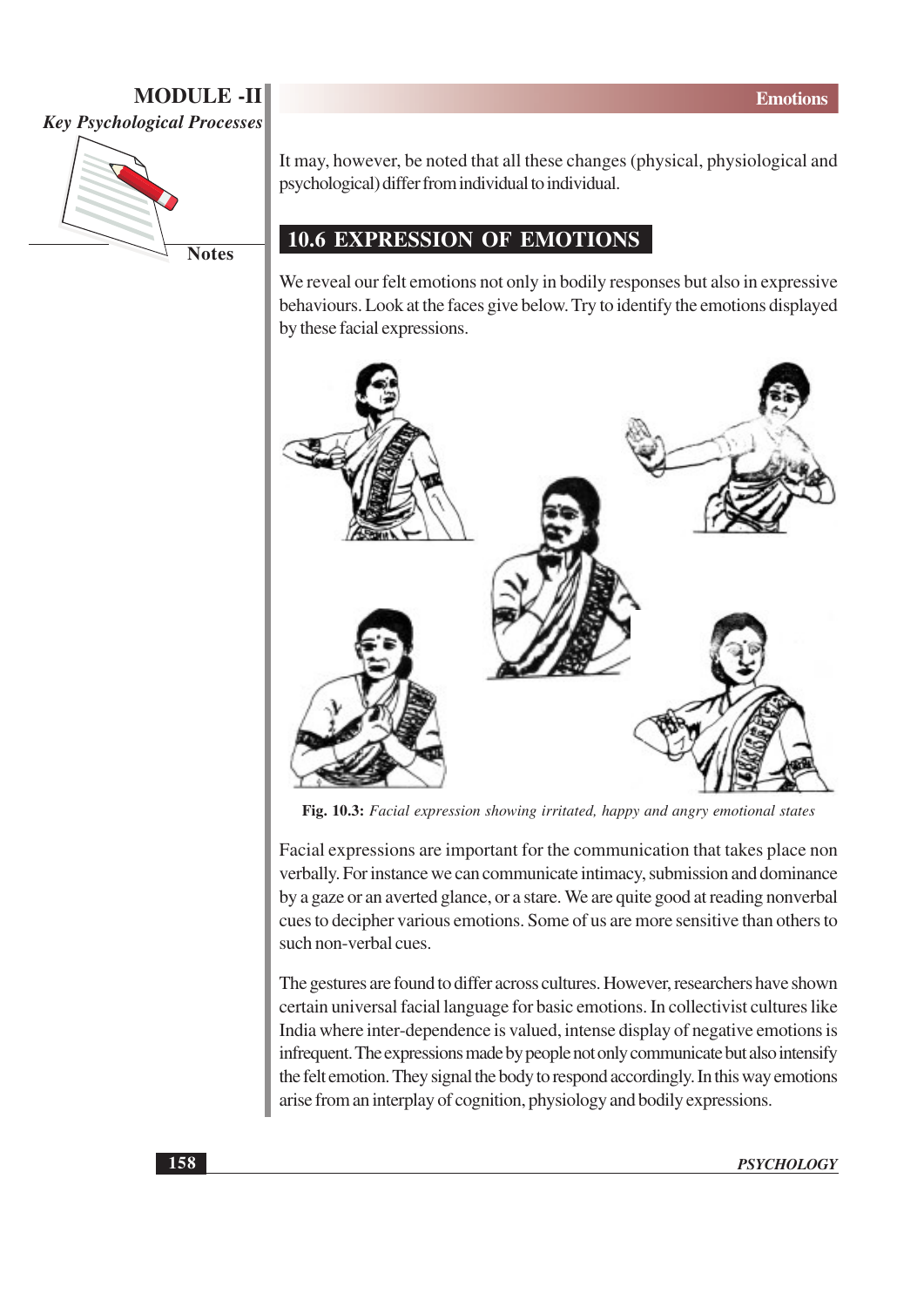It may, however, be noted that all these changes (physical, physiological and psychological) differ from individual to individual.

## 10.6 EXPRESSION OF EMOTIONS

We reveal our felt emotions not only in bodily responses but also in expressive behaviours. Look at the faces give below. Try to identify the emotions displayed by these facial expressions.

**Fig. 10.3:** *Facial expression showing irritated, happy and angry emotional states*

Facial expressions are important for the communication that takes place non verbally. For instance we can communicate intimacy, submission and dominance by a gaze or an averted glance, or a stare. We are quite good at reading nonverbal cues to decipher various emotions. Some of us are more sensitive than others to such non-verbal cues.

The gestures are found to differ across cultures. However, researchers have shown certain universal facial language for basic emotions. In collectivist cultures like India where inter-dependence is valued, intense display of negative emotions is infrequent. The expressions made by people not only communicate but also intensify the felt emotion. They signal the body to respond accordingly. In this way emotions arise from an interplay of cognition, physiology and bodily expressions.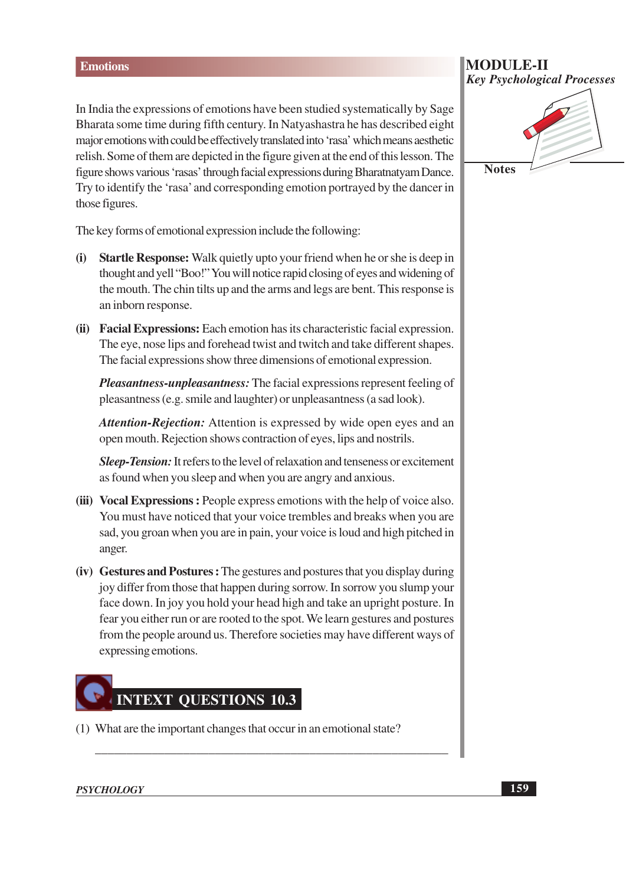In India the expressions of emotions have been studied systematically by Sage Bharata some time during fifth century. In Natyashastra he has described eight major emotions with could be effectively translated into 'rasa' which means aesthetic relish. Some of them are depicted in the figure given at the end of this lesson. The figure shows various 'rasas' through facial expressions during Bharatnatyam Dance. Try to identify the 'rasa' and corresponding emotion portrayed by the dancer in those figures.

The key forms of emotional expression include the following:

(i) **Startle Response:** Walk quietly upto your friend when he or she is deep in thought and yell "Boo!" You will notice rapid closing of eyes and widening of the mouth. The chin tilts up and the arms and legs are bent. This response is an inborn response.

(ii) **Facial Expressions:** Each emotion has its characteristic facial expression. The eye, nose lips and forehead twist and twitch and take different shapes. The facial expressions show three dimensions of emotional expression.

***Pleasantness-unpleasantness:*** The facial expressions represent feeling of pleasantness (e.g. smile and laughter) or unpleasantness (a sad look).

***Attention-Rejection:*** Attention is expressed by wide open eyes and an open mouth. Rejection shows contraction of eyes, lips and nostrils.

***Sleep-Tension:*** It refers to the level of relaxation and tenseness or excitement as found when you sleep and when you are angry and anxious.

(iii) **Vocal Expressions :** People express emotions with the help of voice also. You must have noticed that your voice trembles and breaks when you are sad, you groan when you are in pain, your voice is loud and high pitched in anger.

(iv) **Gestures and Postures :** The gestures and postures that you display during joy differ from those that happen during sorrow. In sorrow you slump your face down. In joy you hold your head high and take an upright posture. In fear you either run or are rooted to the spot. We learn gestures and postures from the people around us. Therefore societies may have different ways of expressing emotions.

## INTEXT QUESTIONS 10.3

(1) What are the important changes that occur in an emotional state?

\_\_\_\_\_\_\_\_\_\_\_\_\_\_\_\_\_\_\_\_\_\_\_\_\_\_\_\_\_\_\_\_\_\_\_\_\_\_\_\_\_\_\_\_\_\_\_\_\_\_\_\_\_\_\_\_\_\_\_\_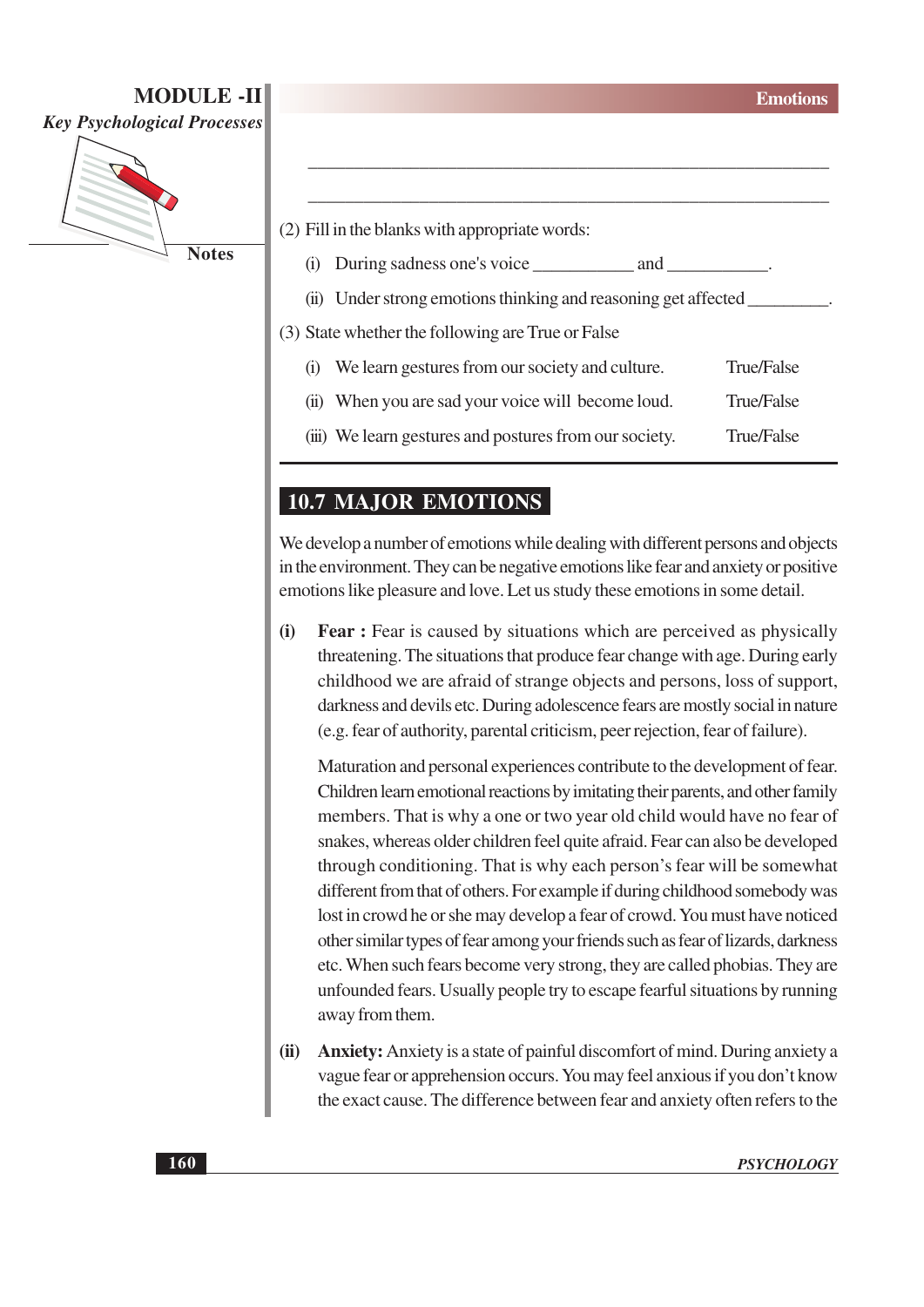_______________________________________________

_______________________________________________

(2) Fill in the blanks with appropriate words:

(i) During sadness one's voice ___________ and ___________.

(ii) Under strong emotions thinking and reasoning get affected _________.

(3) State whether the following are True or False

(i) We learn gestures from our society and culture. True/False

(ii) When you are sad your voice will become loud. True/False

(iii) We learn gestures and postures from our society. True/False

## 10.7 MAJOR EMOTIONS

We develop a number of emotions while dealing with different persons and objects in the environment. They can be negative emotions like fear and anxiety or positive emotions like pleasure and love. Let us study these emotions in some detail.

**(i) Fear :** Fear is caused by situations which are perceived as physically threatening. The situations that produce fear change with age. During early childhood we are afraid of strange objects and persons, loss of support, darkness and devils etc. During adolescence fears are mostly social in nature (e.g. fear of authority, parental criticism, peer rejection, fear of failure).

Maturation and personal experiences contribute to the development of fear. Children learn emotional reactions by imitating their parents, and other family members. That is why a one or two year old child would have no fear of snakes, whereas older children feel quite afraid. Fear can also be developed through conditioning. That is why each person's fear will be somewhat different from that of others. For example if during childhood somebody was lost in crowd he or she may develop a fear of crowd. You must have noticed other similar types of fear among your friends such as fear of lizards, darkness etc. When such fears become very strong, they are called phobias. They are unfounded fears. Usually people try to escape fearful situations by running away from them.

**(ii) Anxiety:** Anxiety is a state of painful discomfort of mind. During anxiety a vague fear or apprehension occurs. You may feel anxious if you don't know the exact cause. The difference between fear and anxiety often refers to the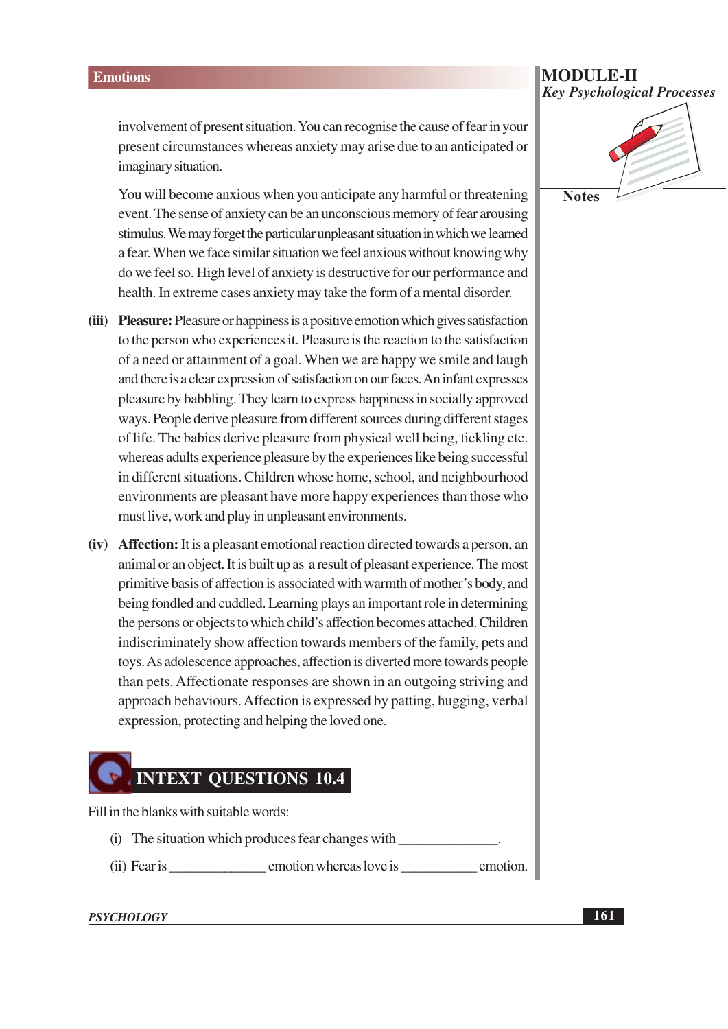involvement of present situation. You can recognise the cause of fear in your present circumstances whereas anxiety may arise due to an anticipated or imaginary situation.

You will become anxious when you anticipate any harmful or threatening event. The sense of anxiety can be an unconscious memory of fear arousing stimulus. We may forget the particular unpleasant situation in which we learned a fear. When we face similar situation we feel anxious without knowing why do we feel so. High level of anxiety is destructive for our performance and health. In extreme cases anxiety may take the form of a mental disorder.

**(iii) Pleasure:** Pleasure or happiness is a positive emotion which gives satisfaction to the person who experiences it. Pleasure is the reaction to the satisfaction of a need or attainment of a goal. When we are happy we smile and laugh and there is a clear expression of satisfaction on our faces. An infant expresses pleasure by babbling. They learn to express happiness in socially approved ways. People derive pleasure from different sources during different stages of life. The babies derive pleasure from physical well being, tickling etc. whereas adults experience pleasure by the experiences like being successful in different situations. Children whose home, school, and neighbourhood environments are pleasant have more happy experiences than those who must live, work and play in unpleasant environments.

**(iv) Affection:** It is a pleasant emotional reaction directed towards a person, an animal or an object. It is built up as a result of pleasant experience. The most primitive basis of affection is associated with warmth of mother's body, and being fondled and cuddled. Learning plays an important role in determining the persons or objects to which child's affection becomes attached. Children indiscriminately show affection towards members of the family, pets and toys. As adolescence approaches, affection is diverted more towards people than pets. Affectionate responses are shown in an outgoing striving and approach behaviours. Affection is expressed by patting, hugging, verbal expression, protecting and helping the loved one.

## INTEXT QUESTIONS 10.4

Fill in the blanks with suitable words:

(i) The situation which produces fear changes with ______________.

(ii) Fear is ______________ emotion whereas love is ___________ emotion.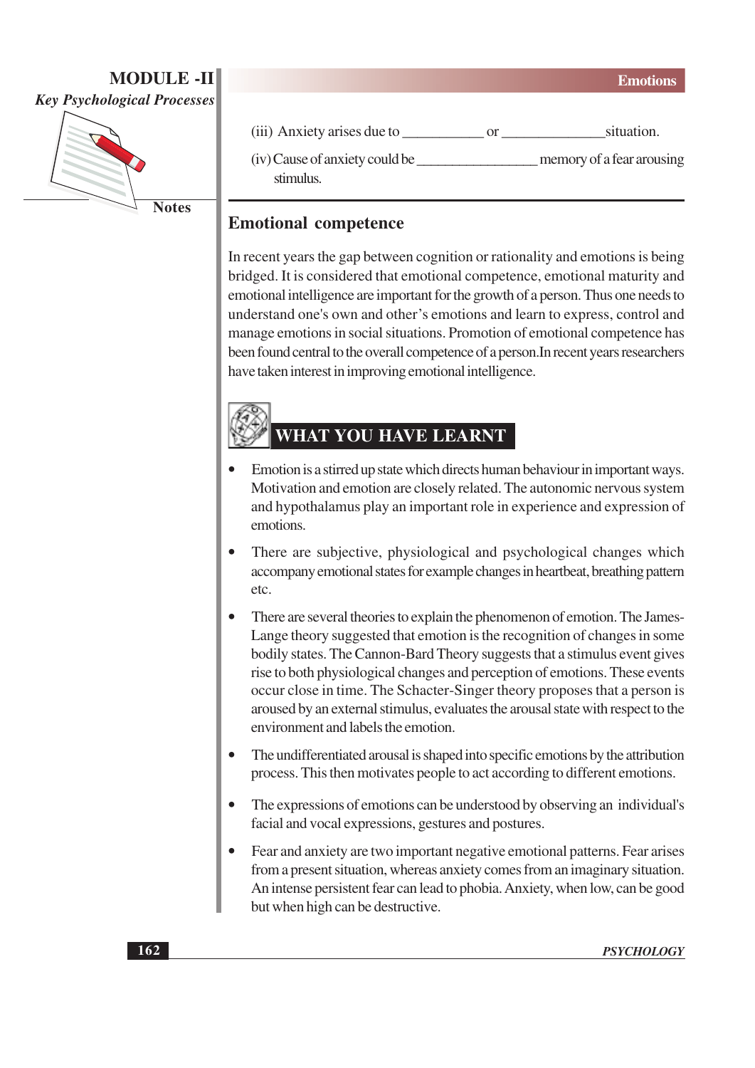(iii) Anxiety arises due to ___________ or ______________situation.

(iv) Cause of anxiety could be ________________ memory of a fear arousing stimulus.

## Emotional competence

In recent years the gap between cognition or rationality and emotions is being bridged. It is considered that emotional competence, emotional maturity and emotional intelligence are important for the growth of a person. Thus one needs to understand one's own and other's emotions and learn to express, control and manage emotions in social situations. Promotion of emotional competence has been found central to the overall competence of a person.In recent years researchers have taken interest in improving emotional intelligence.

## WHAT YOU HAVE LEARNT

- Emotion is a stirred up state which directs human behaviour in important ways. Motivation and emotion are closely related. The autonomic nervous system and hypothalamus play an important role in experience and expression of emotions.
- There are subjective, physiological and psychological changes which accompany emotional states for example changes in heartbeat, breathing pattern etc.
- There are several theories to explain the phenomenon of emotion. The James-Lange theory suggested that emotion is the recognition of changes in some bodily states. The Cannon-Bard Theory suggests that a stimulus event gives rise to both physiological changes and perception of emotions. These events occur close in time. The Schacter-Singer theory proposes that a person is aroused by an external stimulus, evaluates the arousal state with respect to the environment and labels the emotion.
- The undifferentiated arousal is shaped into specific emotions by the attribution process. This then motivates people to act according to different emotions.
- The expressions of emotions can be understood by observing an individual's facial and vocal expressions, gestures and postures.
- Fear and anxiety are two important negative emotional patterns. Fear arises from a present situation, whereas anxiety comes from an imaginary situation. An intense persistent fear can lead to phobia. Anxiety, when low, can be good but when high can be destructive.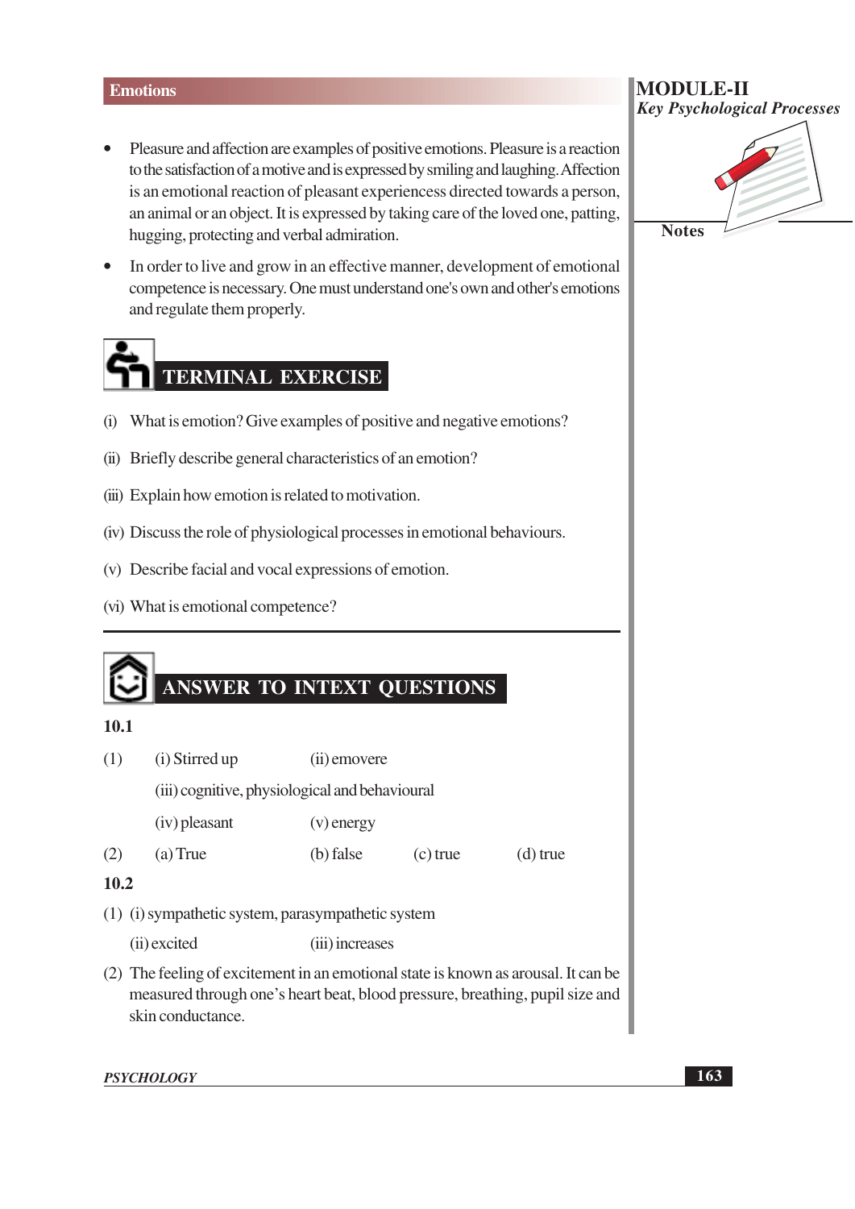- Pleasure and affection are examples of positive emotions. Pleasure is a reaction to the satisfaction of a motive and is expressed by smiling and laughing. Affection is an emotional reaction of pleasant experiencess directed towards a person, an animal or an object. It is expressed by taking care of the loved one, patting, hugging, protecting and verbal admiration.
- In order to live and grow in an effective manner, development of emotional competence is necessary. One must understand one's own and other's emotions and regulate them properly.

## TERMINAL EXERCISE

(i) What is emotion? Give examples of positive and negative emotions?

(ii) Briefly describe general characteristics of an emotion?

(iii) Explain how emotion is related to motivation.

(iv) Discuss the role of physiological processes in emotional behaviours.

(v) Describe facial and vocal expressions of emotion.

(vi) What is emotional competence?

## ANSWER TO INTEXT QUESTIONS

**10.1**

(1) (i) Stirred up (ii) emovere

(iii) cognitive, physiological and behavioural

(iv) pleasant (v) energy

(2) (a) True (b) false (c) true (d) true

**10.2**

(1) (i) sympathetic system, parasympathetic system

(ii) excited (iii) increases

(2) The feeling of excitement in an emotional state is known as arousal. It can be measured through one's heart beat, blood pressure, breathing, pupil size and skin conductance.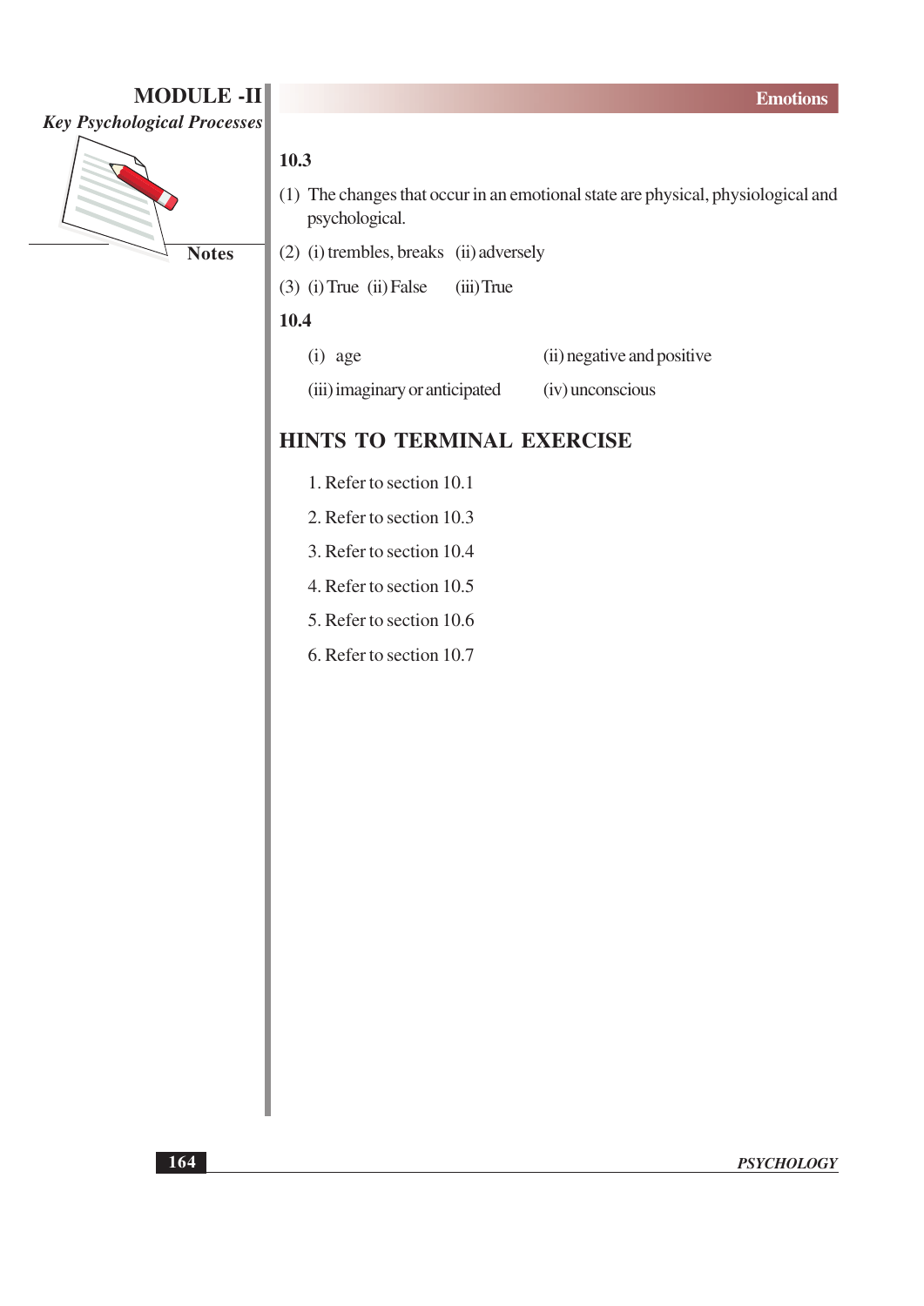**10.3**

(1) The changes that occur in an emotional state are physical, physiological and psychological.

(2) (i) trembles, breaks (ii) adversely

(3) (i) True (ii) False (iii) True

**10.4**

(i) age (ii) negative and positive

(iii) imaginary or anticipated (iv) unconscious

## HINTS TO TERMINAL EXERCISE

1. Refer to section 10.1
2. Refer to section 10.3
3. Refer to section 10.4
4. Refer to section 10.5
5. Refer to section 10.6
6. Refer to section 10.7